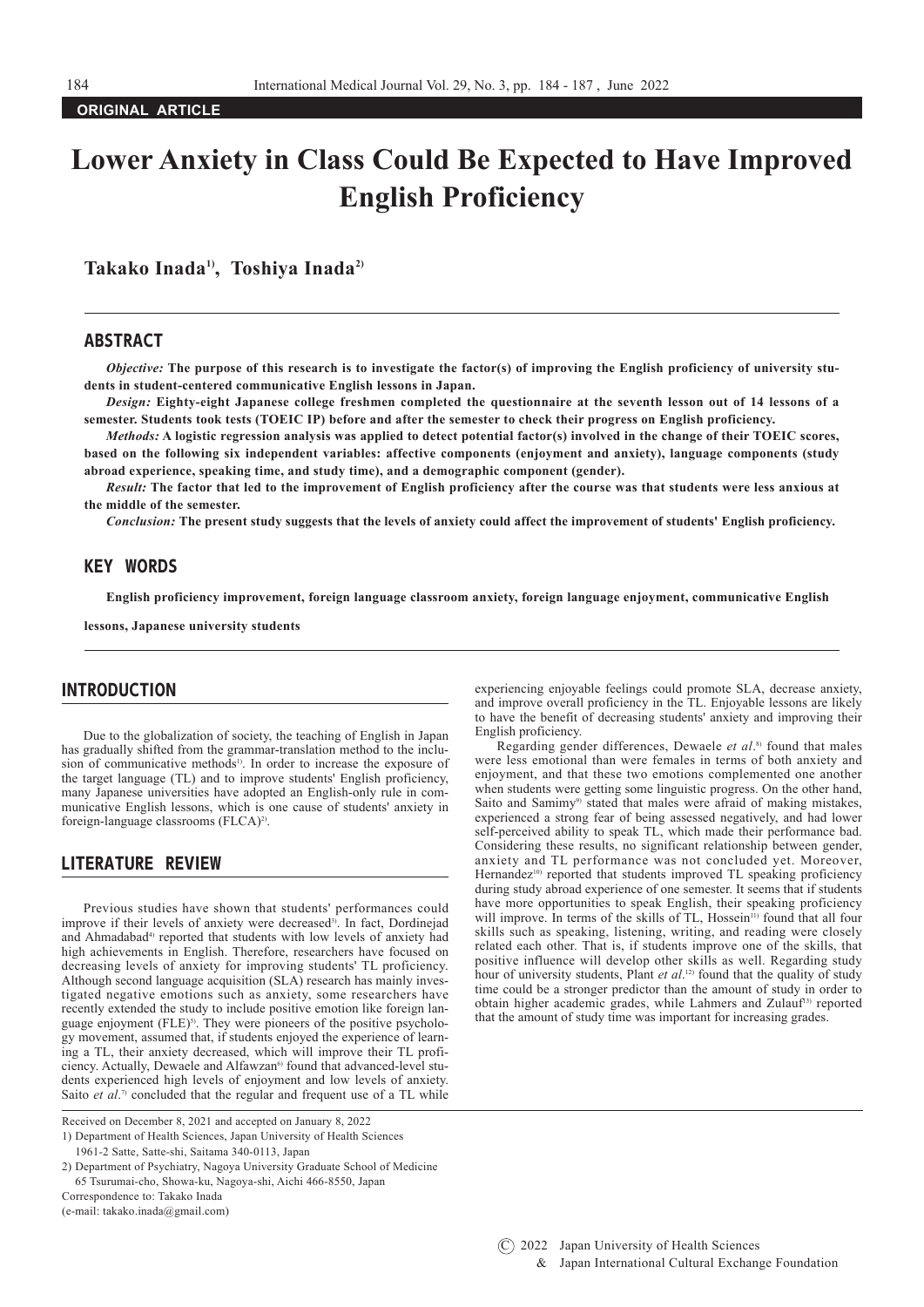**ORIGINAL ARTICLE**

# Lower Anxiety in Class Could Be Expected to Have Improved English Proficiency

**Takako Inada[1], Toshiya Inada[2]**

## ABSTRACT

***Objective:*** **The purpose of this research is to investigate the factor(s) of improving the English proficiency of university students in student-centered communicative English lessons in Japan.**

***Design:*** **Eighty-eight Japanese college freshmen completed the questionnaire at the seventh lesson out of 14 lessons of a semester. Students took tests (TOEIC IP) before and after the semester to check their progress on English proficiency.**

***Methods:*** **A logistic regression analysis was applied to detect potential factor(s) involved in the change of their TOEIC scores, based on the following six independent variables: affective components (enjoyment and anxiety), language components (study abroad experience, speaking time, and study time), and a demographic component (gender).**

***Result:*** **The factor that led to the improvement of English proficiency after the course was that students were less anxious at the middle of the semester.**

***Conclusion:*** **The present study suggests that the levels of anxiety could affect the improvement of students' English proficiency.**

## KEY WORDS

**English proficiency improvement, foreign language classroom anxiety, foreign language enjoyment, communicative English lessons, Japanese university students**

## INTRODUCTION

Due to the globalization of society, the teaching of English in Japan has gradually shifted from the grammar-translation method to the inclusion of communicative methods[1]. In order to increase the exposure of the target language (TL) and to improve students' English proficiency, many Japanese universities have adopted an English-only rule in communicative English lessons, which is one cause of students' anxiety in foreign-language classrooms (FLCA)[2].

## LITERATURE REVIEW

Previous studies have shown that students' performances could improve if their levels of anxiety were decreased[3]. In fact, Dordinejad and Ahmadabad[4] reported that students with low levels of anxiety had high achievements in English. Therefore, researchers have focused on decreasing levels of anxiety for improving students' TL proficiency. Although second language acquisition (SLA) research has mainly investigated negative emotions such as anxiety, some researchers have recently extended the study to include positive emotion like foreign language enjoyment (FLE)[5]. They were pioneers of the positive psychology movement, assumed that, if students enjoyed the experience of learning a TL, their anxiety decreased, which will improve their TL proficiency. Actually, Dewaele and Alfawzan[6] found that advanced-level students experienced high levels of enjoyment and low levels of anxiety. Saito *et al*.[7] concluded that the regular and frequent use of a TL while experiencing enjoyable feelings could promote SLA, decrease anxiety, and improve overall proficiency in the TL. Enjoyable lessons are likely to have the benefit of decreasing students' anxiety and improving their English proficiency.

Regarding gender differences, Dewaele *et al*.[8] found that males were less emotional than were females in terms of both anxiety and enjoyment, and that these two emotions complemented one another when students were getting some linguistic progress. On the other hand, Saito and Samimy[9] stated that males were afraid of making mistakes, experienced a strong fear of being assessed negatively, and had lower self-perceived ability to speak TL, which made their performance bad. Considering these results, no significant relationship between gender, anxiety and TL performance was not concluded yet. Moreover, Hernandez[10] reported that students improved TL speaking proficiency during study abroad experience of one semester. It seems that if students have more opportunities to speak English, their speaking proficiency will improve. In terms of the skills of TL, Hossein[11] found that all four skills such as speaking, listening, writing, and reading were closely related each other. That is, if students improve one of the skills, that positive influence will develop other skills as well. Regarding study hour of university students, Plant *et al*.[12] found that the quality of study time could be a stronger predictor than the amount of study in order to obtain higher academic grades, while Lahmers and Zulauf[13] reported that the amount of study time was important for increasing grades.

---

Received on December 8, 2021 and accepted on January 8, 2022

1) Department of Health Sciences, Japan University of Health Sciences
1961-2 Satte, Satte-shi, Saitama 340-0113, Japan

2) Department of Psychiatry, Nagoya University Graduate School of Medicine
65 Tsurumai-cho, Showa-ku, Nagoya-shi, Aichi 466-8550, Japan

Correspondence to: Takako Inada
(e-mail: takako.inada@gmail.com)

© 2022 Japan University of Health Sciences
& Japan International Cultural Exchange Foundation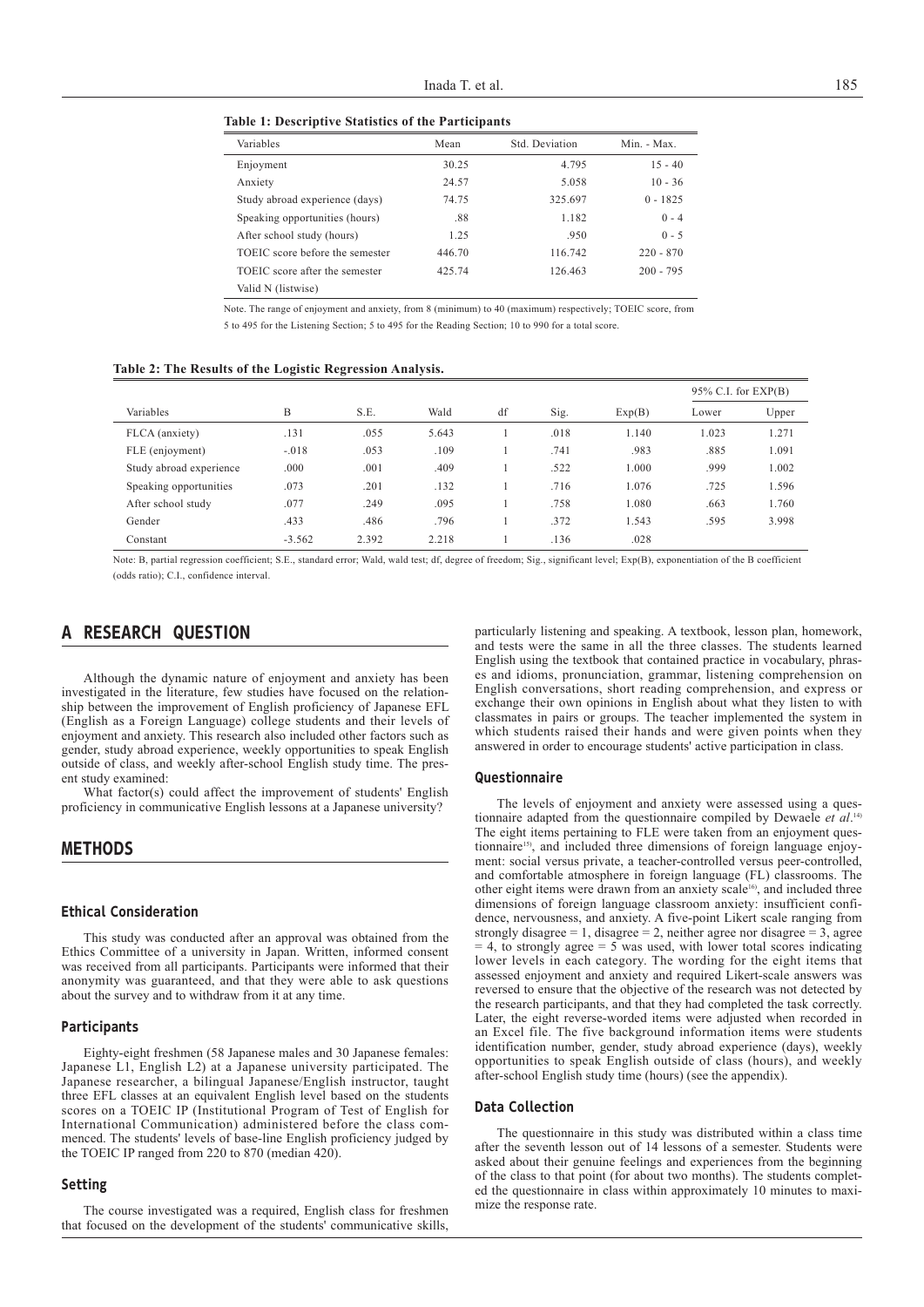**Table 1: Descriptive Statistics of the Participants**

| Variables | Mean | Std. Deviation | Min. - Max. |
|---|---|---|---|
| Enjoyment | 30.25 | 4.795 | 15 - 40 |
| Anxiety | 24.57 | 5.058 | 10 - 36 |
| Study abroad experience (days) | 74.75 | 325.697 | 0 - 1825 |
| Speaking opportunities (hours) | .88 | 1.182 | 0 - 4 |
| After school study (hours) | 1.25 | .950 | 0 - 5 |
| TOEIC score before the semester | 446.70 | 116.742 | 220 - 870 |
| TOEIC score after the semester | 425.74 | 126.463 | 200 - 795 |
| Valid N (listwise) | | | |

Note. The range of enjoyment and anxiety, from 8 (minimum) to 40 (maximum) respectively; TOEIC score, from 5 to 495 for the Listening Section; 5 to 495 for the Reading Section; 10 to 990 for a total score.

**Table 2: The Results of the Logistic Regression Analysis.**

| | | | | | | | 95% C.I. for EXP(B) | |
|---|---|---|---|---|---|---|---|---|
| Variables | B | S.E. | Wald | df | Sig. | Exp(B) | Lower | Upper |
| FLCA (anxiety) | .131 | .055 | 5.643 | 1 | .018 | 1.140 | 1.023 | 1.271 |
| FLE (enjoyment) | -.018 | .053 | .109 | 1 | .741 | .983 | .885 | 1.091 |
| Study abroad experience | .000 | .001 | .409 | 1 | .522 | 1.000 | .999 | 1.002 |
| Speaking opportunities | .073 | .201 | .132 | 1 | .716 | 1.076 | .725 | 1.596 |
| After school study | .077 | .249 | .095 | 1 | .758 | 1.080 | .663 | 1.760 |
| Gender | .433 | .486 | .796 | 1 | .372 | 1.543 | .595 | 3.998 |
| Constant | -3.562 | 2.392 | 2.218 | 1 | .136 | .028 | | |

Note: B, partial regression coefficient; S.E., standard error; Wald, wald test; df, degree of freedom; Sig., significant level; Exp(B), exponentiation of the B coefficient (odds ratio); C.I., confidence interval.

## A RESEARCH QUESTION

Although the dynamic nature of enjoyment and anxiety has been investigated in the literature, few studies have focused on the relationship between the improvement of English proficiency of Japanese EFL (English as a Foreign Language) college students and their levels of enjoyment and anxiety. This research also included other factors such as gender, study abroad experience, weekly opportunities to speak English outside of class, and weekly after-school English study time. The present study examined:

What factor(s) could affect the improvement of students' English proficiency in communicative English lessons at a Japanese university?

## METHODS

### Ethical Consideration

This study was conducted after an approval was obtained from the Ethics Committee of a university in Japan. Written, informed consent was received from all participants. Participants were informed that their anonymity was guaranteed, and that they were able to ask questions about the survey and to withdraw from it at any time.

### Participants

Eighty-eight freshmen (58 Japanese males and 30 Japanese females: Japanese L1, English L2) at a Japanese university participated. The Japanese researcher, a bilingual Japanese/English instructor, taught three EFL classes at an equivalent English level based on the students scores on a TOEIC IP (Institutional Program of Test of English for International Communication) administered before the class commenced. The students' levels of base-line English proficiency judged by the TOEIC IP ranged from 220 to 870 (median 420).

### Setting

The course investigated was a required, English class for freshmen that focused on the development of the students' communicative skills, particularly listening and speaking. A textbook, lesson plan, homework, and tests were the same in all the three classes. The students learned English using the textbook that contained practice in vocabulary, phrases and idioms, pronunciation, grammar, listening comprehension on English conversations, short reading comprehension, and express or exchange their own opinions in English about what they listen to with classmates in pairs or groups. The teacher implemented the system in which students raised their hands and were given points when they answered in order to encourage students' active participation in class.

### Questionnaire

The levels of enjoyment and anxiety were assessed using a questionnaire adapted from the questionnaire compiled by Dewaele *et al*.[14] The eight items pertaining to FLE were taken from an enjoyment questionnaire[15], and included three dimensions of foreign language enjoyment: social versus private, a teacher-controlled versus peer-controlled, and comfortable atmosphere in foreign language (FL) classrooms. The other eight items were drawn from an anxiety scale[16], and included three dimensions of foreign language classroom anxiety: insufficient confidence, nervousness, and anxiety. A five-point Likert scale ranging from strongly disagree = 1, disagree = 2, neither agree nor disagree = 3, agree = 4, to strongly agree = 5 was used, with lower total scores indicating lower levels in each category. The wording for the eight items that assessed enjoyment and anxiety and required Likert-scale answers was reversed to ensure that the objective of the research was not detected by the research participants, and that they had completed the task correctly. Later, the eight reverse-worded items were adjusted when recorded in an Excel file. The five background information items were students identification number, gender, study abroad experience (days), weekly opportunities to speak English outside of class (hours), and weekly after-school English study time (hours) (see the appendix).

### Data Collection

The questionnaire in this study was distributed within a class time after the seventh lesson out of 14 lessons of a semester. Students were asked about their genuine feelings and experiences from the beginning of the class to that point (for about two months). The students completed the questionnaire in class within approximately 10 minutes to maximize the response rate.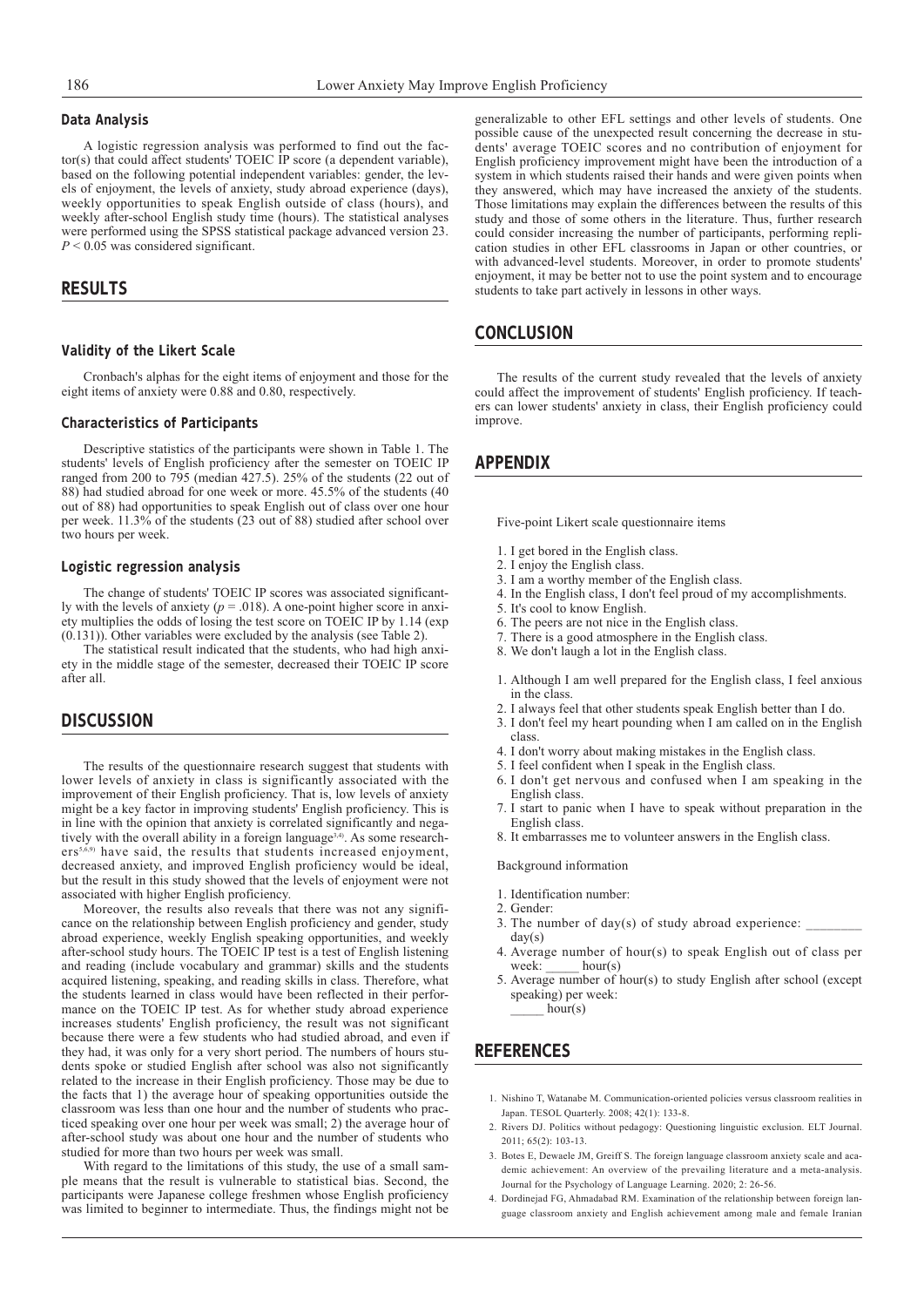### Data Analysis

A logistic regression analysis was performed to find out the factor(s) that could affect students' TOEIC IP score (a dependent variable), based on the following potential independent variables: gender, the levels of enjoyment, the levels of anxiety, study abroad experience (days), weekly opportunities to speak English outside of class (hours), and weekly after-school English study time (hours). The statistical analyses were performed using the SPSS statistical package advanced version 23. $P < 0.05$ was considered significant.

## RESULTS

### Validity of the Likert Scale

Cronbach's alphas for the eight items of enjoyment and those for the eight items of anxiety were 0.88 and 0.80, respectively.

### Characteristics of Participants

Descriptive statistics of the participants were shown in Table 1. The students' levels of English proficiency after the semester on TOEIC IP ranged from 200 to 795 (median 427.5). 25% of the students (22 out of 88) had studied abroad for one week or more. 45.5% of the students (40 out of 88) had opportunities to speak English out of class over one hour per week. 11.3% of the students (23 out of 88) studied after school over two hours per week.

### Logistic regression analysis

The change of students' TOEIC IP scores was associated significantly with the levels of anxiety ($p = .018$). A one-point higher score in anxiety multiplies the odds of losing the test score on TOEIC IP by 1.14 (exp (0.131)). Other variables were excluded by the analysis (see Table 2).

The statistical result indicated that the students, who had high anxiety in the middle stage of the semester, decreased their TOEIC IP score after all.

## DISCUSSION

The results of the questionnaire research suggest that students with lower levels of anxiety in class is significantly associated with the improvement of their English proficiency. That is, low levels of anxiety might be a key factor in improving students' English proficiency. This is in line with the opinion that anxiety is correlated significantly and negatively with the overall ability in a foreign language[3,4]. As some researchers[5,6,9] have said, the results that students increased enjoyment, decreased anxiety, and improved English proficiency would be ideal, but the result in this study showed that the levels of enjoyment were not associated with higher English proficiency.

Moreover, the results also reveals that there was not any significance on the relationship between English proficiency and gender, study abroad experience, weekly English speaking opportunities, and weekly after-school study hours. The TOEIC IP test is a test of English listening and reading (include vocabulary and grammar) skills and the students acquired listening, speaking, and reading skills in class. Therefore, what the students learned in class would have been reflected in their performance on the TOEIC IP test. As for whether study abroad experience increases students' English proficiency, the result was not significant because there were a few students who had studied abroad, and even if they had, it was only for a very short period. The numbers of hours students spoke or studied English after school was also not significantly related to the increase in their English proficiency. Those may be due to the facts that 1) the average hour of speaking opportunities outside the classroom was less than one hour and the number of students who practiced speaking over one hour per week was small; 2) the average hour of after-school study was about one hour and the number of students who studied for more than two hours per week was small.

With regard to the limitations of this study, the use of a small sample means that the result is vulnerable to statistical bias. Second, the participants were Japanese college freshmen whose English proficiency was limited to beginner to intermediate. Thus, the findings might not be generalizable to other EFL settings and other levels of students. One possible cause of the unexpected result concerning the decrease in students' average TOEIC scores and no contribution of enjoyment for English proficiency improvement might have been the introduction of a system in which students raised their hands and were given points when they answered, which may have increased the anxiety of the students. Those limitations may explain the differences between the results of this study and those of some others in the literature. Thus, further research could consider increasing the number of participants, performing replication studies in other EFL classrooms in Japan or other countries, or with advanced-level students. Moreover, in order to promote students' enjoyment, it may be better not to use the point system and to encourage students to take part actively in lessons in other ways.

## CONCLUSION

The results of the current study revealed that the levels of anxiety could affect the improvement of students' English proficiency. If teachers can lower students' anxiety in class, their English proficiency could improve.

## APPENDIX

Five-point Likert scale questionnaire items

1. I get bored in the English class.
2. I enjoy the English class.
3. I am a worthy member of the English class.
4. In the English class, I don't feel proud of my accomplishments.
5. It's cool to know English.
6. The peers are not nice in the English class.
7. There is a good atmosphere in the English class.
8. We don't laugh a lot in the English class.

1. Although I am well prepared for the English class, I feel anxious in the class.
2. I always feel that other students speak English better than I do.
3. I don't feel my heart pounding when I am called on in the English class.
4. I don't worry about making mistakes in the English class.
5. I feel confident when I speak in the English class.
6. I don't get nervous and confused when I am speaking in the English class.
7. I start to panic when I have to speak without preparation in the English class.
8. It embarrasses me to volunteer answers in the English class.

Background information

1. Identification number:
2. Gender:
3. The number of day(s) of study abroad experience: ________ day(s)
4. Average number of hour(s) to speak English out of class per week: _____ hour(s)
5. Average number of hour(s) to study English after school (except speaking) per week:
   _____ hour(s)

## REFERENCES

1. Nishino T, Watanabe M. Communication-oriented policies versus classroom realities in Japan. TESOL Quarterly. 2008; 42(1): 133-8.
2. Rivers DJ. Politics without pedagogy: Questioning linguistic exclusion. ELT Journal. 2011; 65(2): 103-13.
3. Botes E, Dewaele JM, Greiff S. The foreign language classroom anxiety scale and academic achievement: An overview of the prevailing literature and a meta-analysis. Journal for the Psychology of Language Learning. 2020; 2: 26-56.
4. Dordinejad FG, Ahmadabad RM. Examination of the relationship between foreign language classroom anxiety and English achievement among male and female Iranian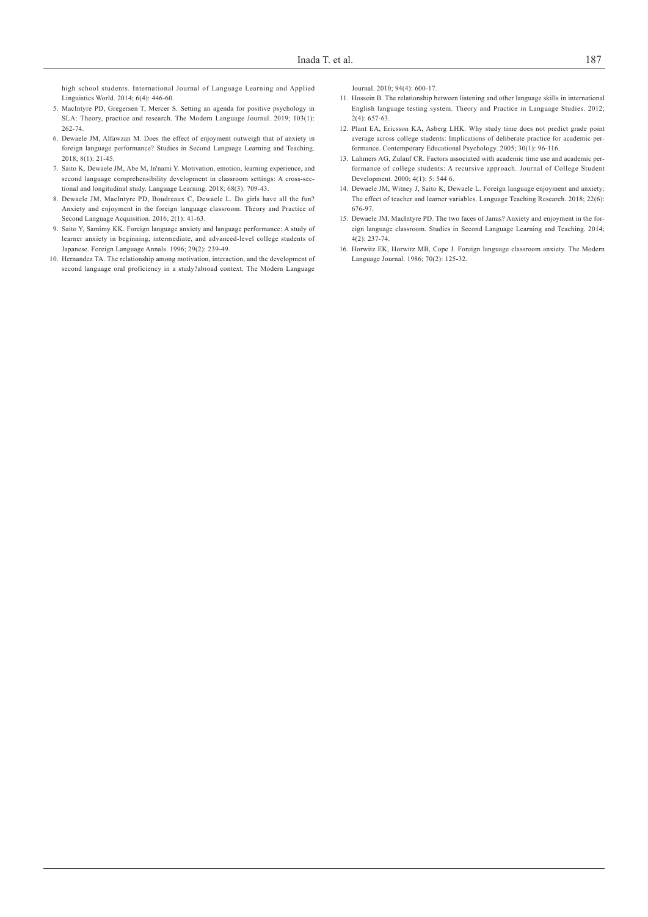high school students. International Journal of Language Learning and Applied Linguistics World. 2014; 6(4): 446-60.

5. MacIntyre PD, Gregersen T, Mercer S. Setting an agenda for positive psychology in SLA: Theory, practice and research. The Modern Language Journal. 2019; 103(1): 262-74.
6. Dewaele JM, Alfawzan M. Does the effect of enjoyment outweigh that of anxiety in foreign language performance? Studies in Second Language Learning and Teaching. 2018; 8(1): 21-45.
7. Saito K, Dewaele JM, Abe M, In'nami Y. Motivation, emotion, learning experience, and second language comprehensibility development in classroom settings: A cross-sectional and longitudinal study. Language Learning. 2018; 68(3): 709-43.
8. Dewaele JM, MacIntyre PD, Boudreaux C, Dewaele L. Do girls have all the fun? Anxiety and enjoyment in the foreign language classroom. Theory and Practice of Second Language Acquisition. 2016; 2(1): 41-63.
9. Saito Y, Samimy KK. Foreign language anxiety and language performance: A study of learner anxiety in beginning, intermediate, and advanced-level college students of Japanese. Foreign Language Annals. 1996; 29(2): 239-49.
10. Hernandez TA. The relationship among motivation, interaction, and the development of second language oral proficiency in a study?abroad context. The Modern Language Journal. 2010; 94(4): 600-17.
11. Hossein B. The relationship between listening and other language skills in international English language testing system. Theory and Practice in Language Studies. 2012; 2(4): 657-63.
12. Plant EA, Ericsson KA, Asberg LHK. Why study time does not predict grade point average across college students: Implications of deliberate practice for academic performance. Contemporary Educational Psychology. 2005; 30(1): 96-116.
13. Lahmers AG, Zulauf CR. Factors associated with academic time use and academic performance of college students: A recursive approach. Journal of College Student Development. 2000; 4(1): 5: 544 6.
14. Dewaele JM, Witney J, Saito K, Dewaele L. Foreign language enjoyment and anxiety: The effect of teacher and learner variables. Language Teaching Research. 2018; 22(6): 676-97.
15. Dewaele JM, MacIntyre PD. The two faces of Janus? Anxiety and enjoyment in the foreign language classroom. Studies in Second Language Learning and Teaching. 2014; 4(2): 237-74.
16. Horwitz EK, Horwitz MB, Cope J. Foreign language classroom anxiety. The Modern Language Journal. 1986; 70(2): 125-32.